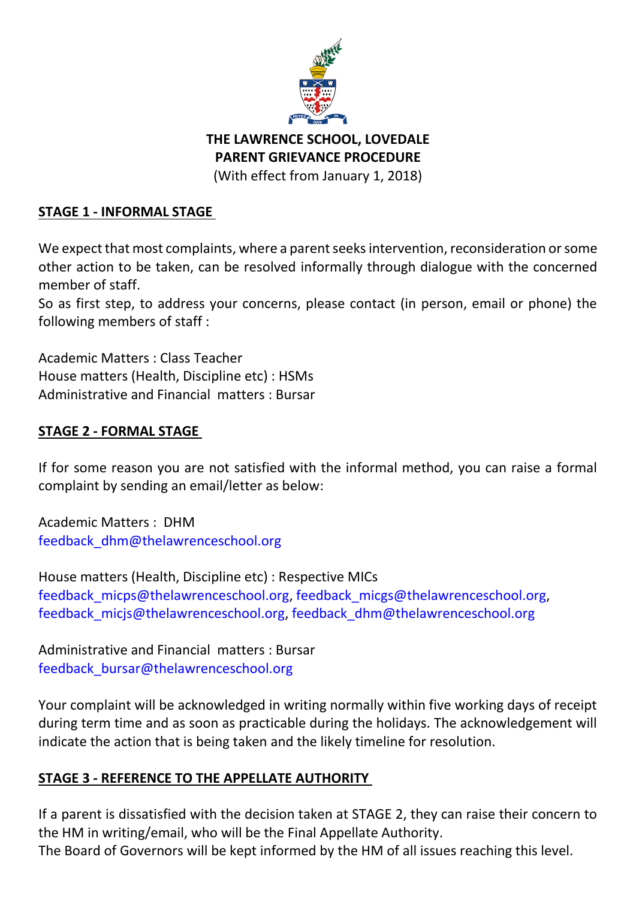**THE LAWRENCE SCHOOL, LOVEDALE**
**PARENT GRIEVANCE PROCEDURE**
(With effect from January 1, 2018)

## STAGE 1 - INFORMAL STAGE

We expect that most complaints, where a parent seeks intervention, reconsideration or some other action to be taken, can be resolved informally through dialogue with the concerned member of staff.
So as first step, to address your concerns, please contact (in person, email or phone) the following members of staff :

Academic Matters : Class Teacher
House matters (Health, Discipline etc) : HSMs
Administrative and Financial matters : Bursar

## STAGE 2 - FORMAL STAGE

If for some reason you are not satisfied with the informal method, you can raise a formal complaint by sending an email/letter as below:

Academic Matters : DHM
feedback_dhm@thelawrenceschool.org

House matters (Health, Discipline etc) : Respective MICs
feedback_micps@thelawrenceschool.org, feedback_micgs@thelawrenceschool.org, feedback_micjs@thelawrenceschool.org, feedback_dhm@thelawrenceschool.org

Administrative and Financial matters : Bursar
feedback_bursar@thelawrenceschool.org

Your complaint will be acknowledged in writing normally within five working days of receipt during term time and as soon as practicable during the holidays. The acknowledgement will indicate the action that is being taken and the likely timeline for resolution.

## STAGE 3 - REFERENCE TO THE APPELLATE AUTHORITY

If a parent is dissatisfied with the decision taken at STAGE 2, they can raise their concern to the HM in writing/email, who will be the Final Appellate Authority.
The Board of Governors will be kept informed by the HM of all issues reaching this level.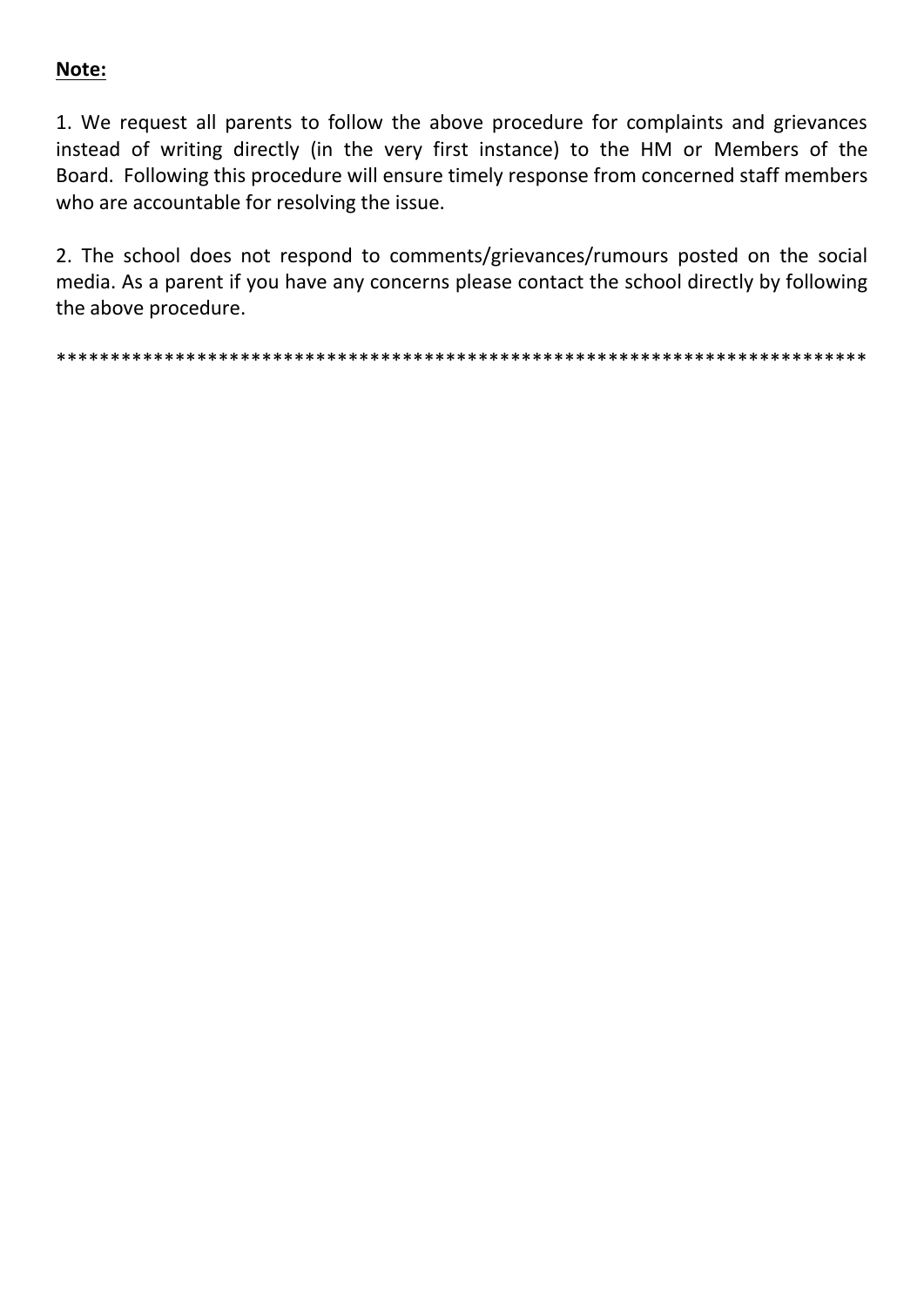**<u>Note:</u>**

1. We request all parents to follow the above procedure for complaints and grievances instead of writing directly (in the very first instance) to the HM or Members of the Board. Following this procedure will ensure timely response from concerned staff members who are accountable for resolving the issue.

2. The school does not respond to comments/grievances/rumours posted on the social media. As a parent if you have any concerns please contact the school directly by following the above procedure.

*****************************************************************************